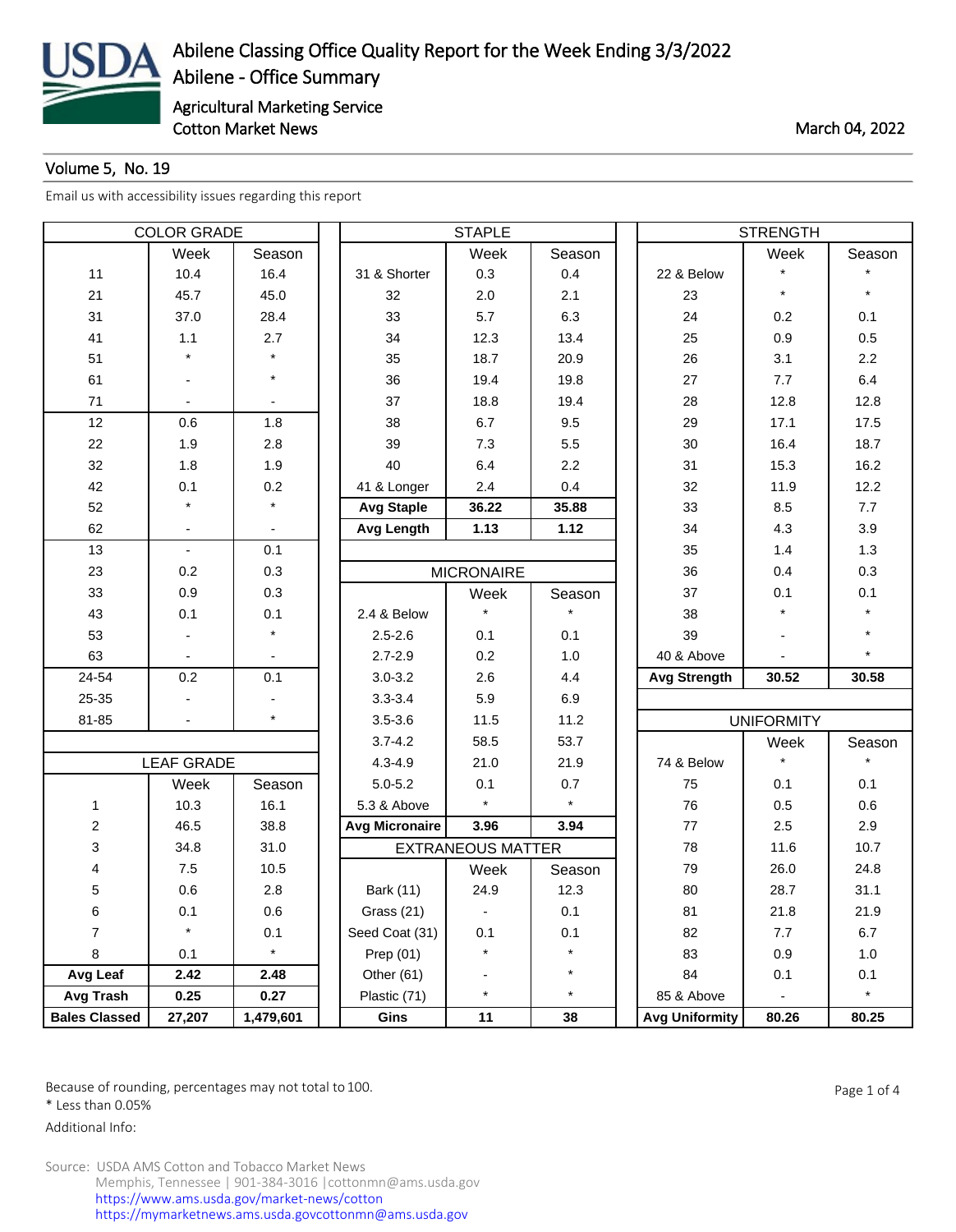# Abilene Classing Office Quality Report for the Week Ending 3/3/2022

## Abilene - Office Summary

Agricultural Marketing Service
Cotton Market News

March 04, 2022

Volume 5, No. 19

Email us with accessibility issues regarding this report

| COLOR GRADE | | |
|---|---|---|
| | Week | Season |
| 11 | 10.4 | 16.4 |
| 21 | 45.7 | 45.0 |
| 31 | 37.0 | 28.4 |
| 41 | 1.1 | 2.7 |
| 51 | * | * |
| 61 | - | * |
| 71 | - | - |
| 12 | 0.6 | 1.8 |
| 22 | 1.9 | 2.8 |
| 32 | 1.8 | 1.9 |
| 42 | 0.1 | 0.2 |
| 52 | * | * |
| 62 | - | - |
| 13 | - | 0.1 |
| 23 | 0.2 | 0.3 |
| 33 | 0.9 | 0.3 |
| 43 | 0.1 | 0.1 |
| 53 | - | * |
| 63 | - | - |
| 24-54 | 0.2 | 0.1 |
| 25-35 | - | - |
| 81-85 | - | * |

| LEAF GRADE | | |
|---|---|---|
| | Week | Season |
| 1 | 10.3 | 16.1 |
| 2 | 46.5 | 38.8 |
| 3 | 34.8 | 31.0 |
| 4 | 7.5 | 10.5 |
| 5 | 0.6 | 2.8 |
| 6 | 0.1 | 0.6 |
| 7 | * | 0.1 |
| 8 | 0.1 | * |
| **Avg Leaf** | **2.42** | **2.48** |
| **Avg Trash** | **0.25** | **0.27** |
| **Bales Classed** | **27,207** | **1,479,601** |

| STAPLE | | |
|---|---|---|
| | Week | Season |
| 31 & Shorter | 0.3 | 0.4 |
| 32 | 2.0 | 2.1 |
| 33 | 5.7 | 6.3 |
| 34 | 12.3 | 13.4 |
| 35 | 18.7 | 20.9 |
| 36 | 19.4 | 19.8 |
| 37 | 18.8 | 19.4 |
| 38 | 6.7 | 9.5 |
| 39 | 7.3 | 5.5 |
| 40 | 6.4 | 2.2 |
| 41 & Longer | 2.4 | 0.4 |
| **Avg Staple** | **36.22** | **35.88** |
| **Avg Length** | **1.13** | **1.12** |

| MICRONAIRE | | |
|---|---|---|
| | Week | Season |
| 2.4 & Below | * | * |
| 2.5-2.6 | 0.1 | 0.1 |
| 2.7-2.9 | 0.2 | 1.0 |
| 3.0-3.2 | 2.6 | 4.4 |
| 3.3-3.4 | 5.9 | 6.9 |
| 3.5-3.6 | 11.5 | 11.2 |
| 3.7-4.2 | 58.5 | 53.7 |
| 4.3-4.9 | 21.0 | 21.9 |
| 5.0-5.2 | 0.1 | 0.7 |
| 5.3 & Above | * | * |
| **Avg Micronaire** | **3.96** | **3.94** |

| EXTRANEOUS MATTER | | |
|---|---|---|
| | Week | Season |
| Bark (11) | 24.9 | 12.3 |
| Grass (21) | - | 0.1 |
| Seed Coat (31) | 0.1 | 0.1 |
| Prep (01) | * | * |
| Other (61) | - | * |
| Plastic (71) | * | * |
| **Gins** | **11** | **38** |

| STRENGTH | | |
|---|---|---|
| | Week | Season |
| 22 & Below | * | * |
| 23 | * | * |
| 24 | 0.2 | 0.1 |
| 25 | 0.9 | 0.5 |
| 26 | 3.1 | 2.2 |
| 27 | 7.7 | 6.4 |
| 28 | 12.8 | 12.8 |
| 29 | 17.1 | 17.5 |
| 30 | 16.4 | 18.7 |
| 31 | 15.3 | 16.2 |
| 32 | 11.9 | 12.2 |
| 33 | 8.5 | 7.7 |
| 34 | 4.3 | 3.9 |
| 35 | 1.4 | 1.3 |
| 36 | 0.4 | 0.3 |
| 37 | 0.1 | 0.1 |
| 38 | * | * |
| 39 | - | * |
| 40 & Above | - | * |
| **Avg Strength** | **30.52** | **30.58** |

| UNIFORMITY | | |
|---|---|---|
| | Week | Season |
| 74 & Below | * | * |
| 75 | 0.1 | 0.1 |
| 76 | 0.5 | 0.6 |
| 77 | 2.5 | 2.9 |
| 78 | 11.6 | 10.7 |
| 79 | 26.0 | 24.8 |
| 80 | 28.7 | 31.1 |
| 81 | 21.8 | 21.9 |
| 82 | 7.7 | 6.7 |
| 83 | 0.9 | 1.0 |
| 84 | 0.1 | 0.1 |
| 85 & Above | - | * |
| **Avg Uniformity** | **80.26** | **80.25** |

Because of rounding, percentages may not total to 100.
* Less than 0.05%
Additional Info:

Source: USDA AMS Cotton and Tobacco Market News
Memphis, Tennessee | 901-384-3016 | cottonmn@ams.usda.gov
https://www.ams.usda.gov/market-news/cotton
https://mymarketnews.ams.usda.govcottonmn@ams.usda.gov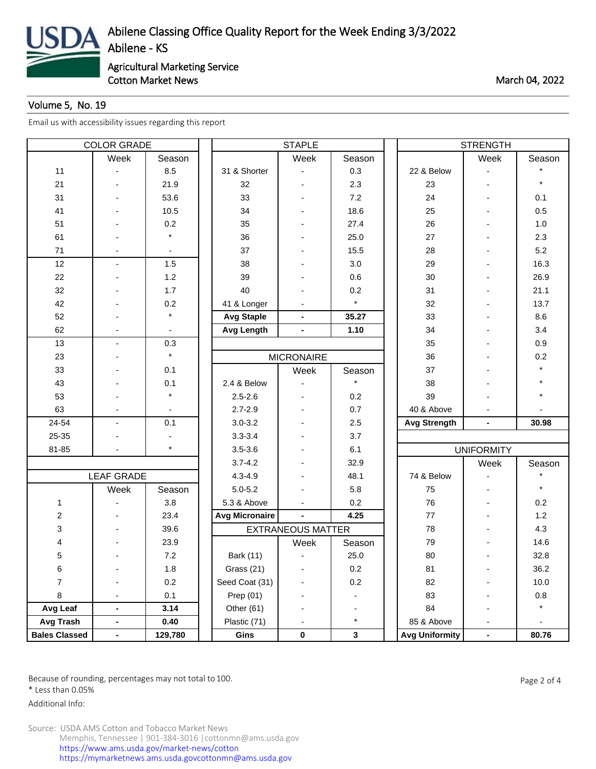# Abilene Classing Office Quality Report for the Week Ending 3/3/2022

## Abilene - KS

Agricultural Marketing Service
Cotton Market News

March 04, 2022

Volume 5, No. 19

Email us with accessibility issues regarding this report

| COLOR GRADE | | |
|---|---|---|
| | Week | Season |
| 11 | - | 8.5 |
| 21 | - | 21.9 |
| 31 | - | 53.6 |
| 41 | - | 10.5 |
| 51 | - | 0.2 |
| 61 | - | * |
| 71 | - | - |
| 12 | - | 1.5 |
| 22 | - | 1.2 |
| 32 | - | 1.7 |
| 42 | - | 0.2 |
| 52 | - | * |
| 62 | - | - |
| 13 | - | 0.3 |
| 23 | - | * |
| 33 | - | 0.1 |
| 43 | - | 0.1 |
| 53 | - | * |
| 63 | - | - |
| 24-54 | - | 0.1 |
| 25-35 | - | - |
| 81-85 | - | * |

| LEAF GRADE | | |
|---|---|---|
| | Week | Season |
| 1 | - | 3.8 |
| 2 | - | 23.4 |
| 3 | - | 39.6 |
| 4 | - | 23.9 |
| 5 | - | 7.2 |
| 6 | - | 1.8 |
| 7 | - | 0.2 |
| 8 | - | 0.1 |
| **Avg Leaf** | **-** | **3.14** |
| **Avg Trash** | **-** | **0.40** |
| **Bales Classed** | **-** | **129,780** |

| STAPLE | | |
|---|---|---|
| | Week | Season |
| 31 & Shorter | - | 0.3 |
| 32 | - | 2.3 |
| 33 | - | 7.2 |
| 34 | - | 18.6 |
| 35 | - | 27.4 |
| 36 | - | 25.0 |
| 37 | - | 15.5 |
| 38 | - | 3.0 |
| 39 | - | 0.6 |
| 40 | - | 0.2 |
| 41 & Longer | - | * |
| **Avg Staple** | **-** | **35.27** |
| **Avg Length** | **-** | **1.10** |

| MICRONAIRE | | |
|---|---|---|
| | Week | Season |
| 2.4 & Below | - | * |
| 2.5-2.6 | - | 0.2 |
| 2.7-2.9 | - | 0.7 |
| 3.0-3.2 | - | 2.5 |
| 3.3-3.4 | - | 3.7 |
| 3.5-3.6 | - | 6.1 |
| 3.7-4.2 | - | 32.9 |
| 4.3-4.9 | - | 48.1 |
| 5.0-5.2 | - | 5.8 |
| 5.3 & Above | - | 0.2 |
| **Avg Micronaire** | **-** | **4.25** |

| EXTRANEOUS MATTER | | |
|---|---|---|
| | Week | Season |
| Bark (11) | - | 25.0 |
| Grass (21) | - | 0.2 |
| Seed Coat (31) | - | 0.2 |
| Prep (01) | - | - |
| Other (61) | - | - |
| Plastic (71) | - | * |
| **Gins** | **0** | **3** |

| STRENGTH | | |
|---|---|---|
| | Week | Season |
| 22 & Below | - | * |
| 23 | - | * |
| 24 | - | 0.1 |
| 25 | - | 0.5 |
| 26 | - | 1.0 |
| 27 | - | 2.3 |
| 28 | - | 5.2 |
| 29 | - | 16.3 |
| 30 | - | 26.9 |
| 31 | - | 21.1 |
| 32 | - | 13.7 |
| 33 | - | 8.6 |
| 34 | - | 3.4 |
| 35 | - | 0.9 |
| 36 | - | 0.2 |
| 37 | - | * |
| 38 | - | * |
| 39 | - | * |
| 40 & Above | - | - |
| **Avg Strength** | **-** | **30.98** |

| UNIFORMITY | | |
|---|---|---|
| | Week | Season |
| 74 & Below | - | * |
| 75 | - | * |
| 76 | - | 0.2 |
| 77 | - | 1.2 |
| 78 | - | 4.3 |
| 79 | - | 14.6 |
| 80 | - | 32.8 |
| 81 | - | 36.2 |
| 82 | - | 10.0 |
| 83 | - | 0.8 |
| 84 | - | * |
| 85 & Above | - | - |
| **Avg Uniformity** | **-** | **80.76** |

Because of rounding, percentages may not total to 100.
* Less than 0.05%

Additional Info:

Source: USDA AMS Cotton and Tobacco Market News
Memphis, Tennessee | 901-384-3016 | cottonmn@ams.usda.gov
https://www.ams.usda.gov/market-news/cotton
https://mymarketnews.ams.usda.govcottonmn@ams.usda.gov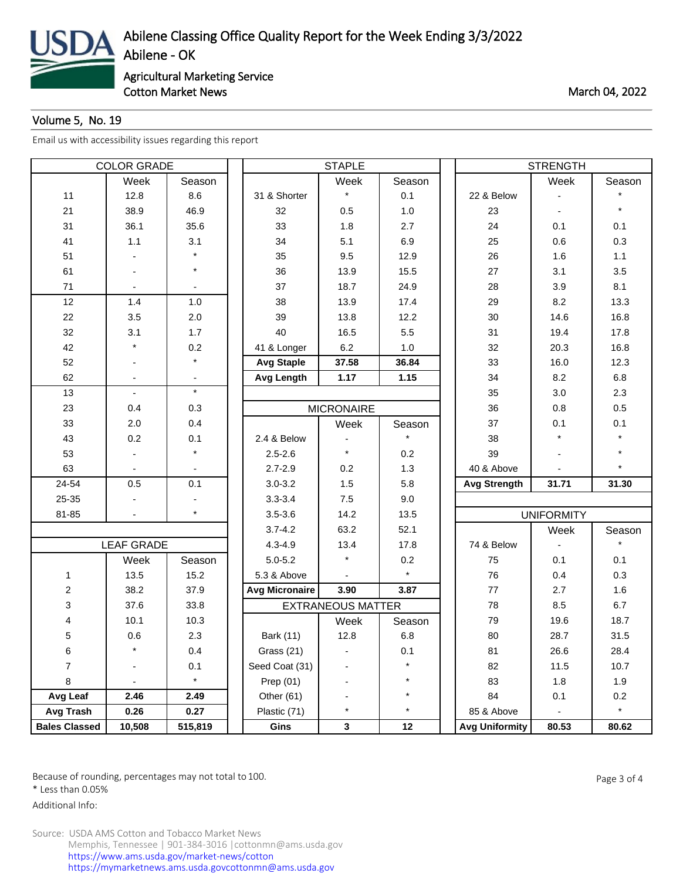# Abilene Classing Office Quality Report for the Week Ending 3/3/2022

Abilene - OK

Agricultural Marketing Service

Cotton Market News

March 04, 2022

Volume 5, No. 19

Email us with accessibility issues regarding this report

| COLOR GRADE | | |
|---|---|---|
| | Week | Season |
| 11 | 12.8 | 8.6 |
| 21 | 38.9 | 46.9 |
| 31 | 36.1 | 35.6 |
| 41 | 1.1 | 3.1 |
| 51 | - | * |
| 61 | - | * |
| 71 | - | - |
| 12 | 1.4 | 1.0 |
| 22 | 3.5 | 2.0 |
| 32 | 3.1 | 1.7 |
| 42 | * | 0.2 |
| 52 | - | * |
| 62 | - | - |
| 13 | - | * |
| 23 | 0.4 | 0.3 |
| 33 | 2.0 | 0.4 |
| 43 | 0.2 | 0.1 |
| 53 | - | * |
| 63 | - | - |
| 24-54 | 0.5 | 0.1 |
| 25-35 | - | - |
| 81-85 | - | * |

| LEAF GRADE | | |
|---|---|---|
| | Week | Season |
| 1 | 13.5 | 15.2 |
| 2 | 38.2 | 37.9 |
| 3 | 37.6 | 33.8 |
| 4 | 10.1 | 10.3 |
| 5 | 0.6 | 2.3 |
| 6 | * | 0.4 |
| 7 | - | 0.1 |
| 8 | - | * |
| **Avg Leaf** | **2.46** | **2.49** |
| **Avg Trash** | **0.26** | **0.27** |
| **Bales Classed** | **10,508** | **515,819** |

| STAPLE | | |
|---|---|---|
| | Week | Season |
| 31 & Shorter | * | 0.1 |
| 32 | 0.5 | 1.0 |
| 33 | 1.8 | 2.7 |
| 34 | 5.1 | 6.9 |
| 35 | 9.5 | 12.9 |
| 36 | 13.9 | 15.5 |
| 37 | 18.7 | 24.9 |
| 38 | 13.9 | 17.4 |
| 39 | 13.8 | 12.2 |
| 40 | 16.5 | 5.5 |
| 41 & Longer | 6.2 | 1.0 |
| **Avg Staple** | **37.58** | **36.84** |
| **Avg Length** | **1.17** | **1.15** |

| MICRONAIRE | | |
|---|---|---|
| | Week | Season |
| 2.4 & Below | - | * |
| 2.5-2.6 | * | 0.2 |
| 2.7-2.9 | 0.2 | 1.3 |
| 3.0-3.2 | 1.5 | 5.8 |
| 3.3-3.4 | 7.5 | 9.0 |
| 3.5-3.6 | 14.2 | 13.5 |
| 3.7-4.2 | 63.2 | 52.1 |
| 4.3-4.9 | 13.4 | 17.8 |
| 5.0-5.2 | * | 0.2 |
| 5.3 & Above | - | * |
| **Avg Micronaire** | **3.90** | **3.87** |

| EXTRANEOUS MATTER | | |
|---|---|---|
| | Week | Season |
| Bark (11) | 12.8 | 6.8 |
| Grass (21) | - | 0.1 |
| Seed Coat (31) | - | * |
| Prep (01) | - | * |
| Other (61) | - | * |
| Plastic (71) | * | * |
| **Gins** | **3** | **12** |

| STRENGTH | | |
|---|---|---|
| | Week | Season |
| 22 & Below | - | * |
| 23 | - | * |
| 24 | 0.1 | 0.1 |
| 25 | 0.6 | 0.3 |
| 26 | 1.6 | 1.1 |
| 27 | 3.1 | 3.5 |
| 28 | 3.9 | 8.1 |
| 29 | 8.2 | 13.3 |
| 30 | 14.6 | 16.8 |
| 31 | 19.4 | 17.8 |
| 32 | 20.3 | 16.8 |
| 33 | 16.0 | 12.3 |
| 34 | 8.2 | 6.8 |
| 35 | 3.0 | 2.3 |
| 36 | 0.8 | 0.5 |
| 37 | 0.1 | 0.1 |
| 38 | * | * |
| 39 | - | * |
| 40 & Above | - | * |
| **Avg Strength** | **31.71** | **31.30** |

| UNIFORMITY | | |
|---|---|---|
| | Week | Season |
| 74 & Below | - | * |
| 75 | 0.1 | 0.1 |
| 76 | 0.4 | 0.3 |
| 77 | 2.7 | 1.6 |
| 78 | 8.5 | 6.7 |
| 79 | 19.6 | 18.7 |
| 80 | 28.7 | 31.5 |
| 81 | 26.6 | 28.4 |
| 82 | 11.5 | 10.7 |
| 83 | 1.8 | 1.9 |
| 84 | 0.1 | 0.2 |
| 85 & Above | - | * |
| **Avg Uniformity** | **80.53** | **80.62** |

Because of rounding, percentages may not total to 100.

\* Less than 0.05%

Additional Info:

Source: USDA AMS Cotton and Tobacco Market News
Memphis, Tennessee | 901-384-3016 | cottonmn@ams.usda.gov
https://www.ams.usda.gov/market-news/cotton
https://mymarketnews.ams.usda.govcottonmn@ams.usda.gov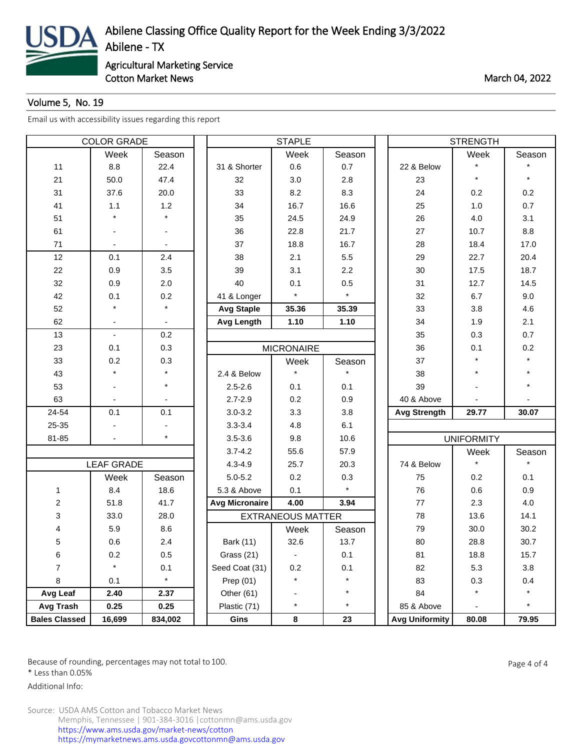# Abilene Classing Office Quality Report for the Week Ending 3/3/2022

Abilene - TX

Agricultural Marketing Service
Cotton Market News

March 04, 2022

Volume 5, No. 19

Email us with accessibility issues regarding this report

| COLOR GRADE | | |
|---|---|---|
| | Week | Season |
| 11 | 8.8 | 22.4 |
| 21 | 50.0 | 47.4 |
| 31 | 37.6 | 20.0 |
| 41 | 1.1 | 1.2 |
| 51 | * | * |
| 61 | - | - |
| 71 | - | - |
| 12 | 0.1 | 2.4 |
| 22 | 0.9 | 3.5 |
| 32 | 0.9 | 2.0 |
| 42 | 0.1 | 0.2 |
| 52 | * | * |
| 62 | - | - |
| 13 | - | 0.2 |
| 23 | 0.1 | 0.3 |
| 33 | 0.2 | 0.3 |
| 43 | * | * |
| 53 | - | * |
| 63 | - | - |
| 24-54 | 0.1 | 0.1 |
| 25-35 | - | - |
| 81-85 | - | * |

| LEAF GRADE | | |
|---|---|---|
| | Week | Season |
| 1 | 8.4 | 18.6 |
| 2 | 51.8 | 41.7 |
| 3 | 33.0 | 28.0 |
| 4 | 5.9 | 8.6 |
| 5 | 0.6 | 2.4 |
| 6 | 0.2 | 0.5 |
| 7 | * | 0.1 |
| 8 | 0.1 | * |
| **Avg Leaf** | **2.40** | **2.37** |
| **Avg Trash** | **0.25** | **0.25** |
| **Bales Classed** | **16,699** | **834,002** |

| STAPLE | | |
|---|---|---|
| | Week | Season |
| 31 & Shorter | 0.6 | 0.7 |
| 32 | 3.0 | 2.8 |
| 33 | 8.2 | 8.3 |
| 34 | 16.7 | 16.6 |
| 35 | 24.5 | 24.9 |
| 36 | 22.8 | 21.7 |
| 37 | 18.8 | 16.7 |
| 38 | 2.1 | 5.5 |
| 39 | 3.1 | 2.2 |
| 40 | 0.1 | 0.5 |
| 41 & Longer | * | * |
| **Avg Staple** | **35.36** | **35.39** |
| **Avg Length** | **1.10** | **1.10** |

| MICRONAIRE | | |
|---|---|---|
| | Week | Season |
| 2.4 & Below | * | * |
| 2.5-2.6 | 0.1 | 0.1 |
| 2.7-2.9 | 0.2 | 0.9 |
| 3.0-3.2 | 3.3 | 3.8 |
| 3.3-3.4 | 4.8 | 6.1 |
| 3.5-3.6 | 9.8 | 10.6 |
| 3.7-4.2 | 55.6 | 57.9 |
| 4.3-4.9 | 25.7 | 20.3 |
| 5.0-5.2 | 0.2 | 0.3 |
| 5.3 & Above | 0.1 | * |
| **Avg Micronaire** | **4.00** | **3.94** |

| EXTRANEOUS MATTER | | |
|---|---|---|
| | Week | Season |
| Bark (11) | 32.6 | 13.7 |
| Grass (21) | - | 0.1 |
| Seed Coat (31) | 0.2 | 0.1 |
| Prep (01) | * | * |
| Other (61) | - | * |
| Plastic (71) | * | * |
| **Gins** | **8** | **23** |

| STRENGTH | | |
|---|---|---|
| | Week | Season |
| 22 & Below | * | * |
| 23 | * | * |
| 24 | 0.2 | 0.2 |
| 25 | 1.0 | 0.7 |
| 26 | 4.0 | 3.1 |
| 27 | 10.7 | 8.8 |
| 28 | 18.4 | 17.0 |
| 29 | 22.7 | 20.4 |
| 30 | 17.5 | 18.7 |
| 31 | 12.7 | 14.5 |
| 32 | 6.7 | 9.0 |
| 33 | 3.8 | 4.6 |
| 34 | 1.9 | 2.1 |
| 35 | 0.3 | 0.7 |
| 36 | 0.1 | 0.2 |
| 37 | * | * |
| 38 | * | * |
| 39 | - | * |
| 40 & Above | - | - |
| **Avg Strength** | **29.77** | **30.07** |

| UNIFORMITY | | |
|---|---|---|
| | Week | Season |
| 74 & Below | * | * |
| 75 | 0.2 | 0.1 |
| 76 | 0.6 | 0.9 |
| 77 | 2.3 | 4.0 |
| 78 | 13.6 | 14.1 |
| 79 | 30.0 | 30.2 |
| 80 | 28.8 | 30.7 |
| 81 | 18.8 | 15.7 |
| 82 | 5.3 | 3.8 |
| 83 | 0.3 | 0.4 |
| 84 | * | * |
| 85 & Above | - | * |
| **Avg Uniformity** | **80.08** | **79.95** |

Because of rounding, percentages may not total to 100.
\* Less than 0.05%

Additional Info:

Source: USDA AMS Cotton and Tobacco Market News
Memphis, Tennessee | 901-384-3016 | cottonmn@ams.usda.gov
https://www.ams.usda.gov/market-news/cotton
https://mymarketnews.ams.usda.govcottonmn@ams.usda.gov